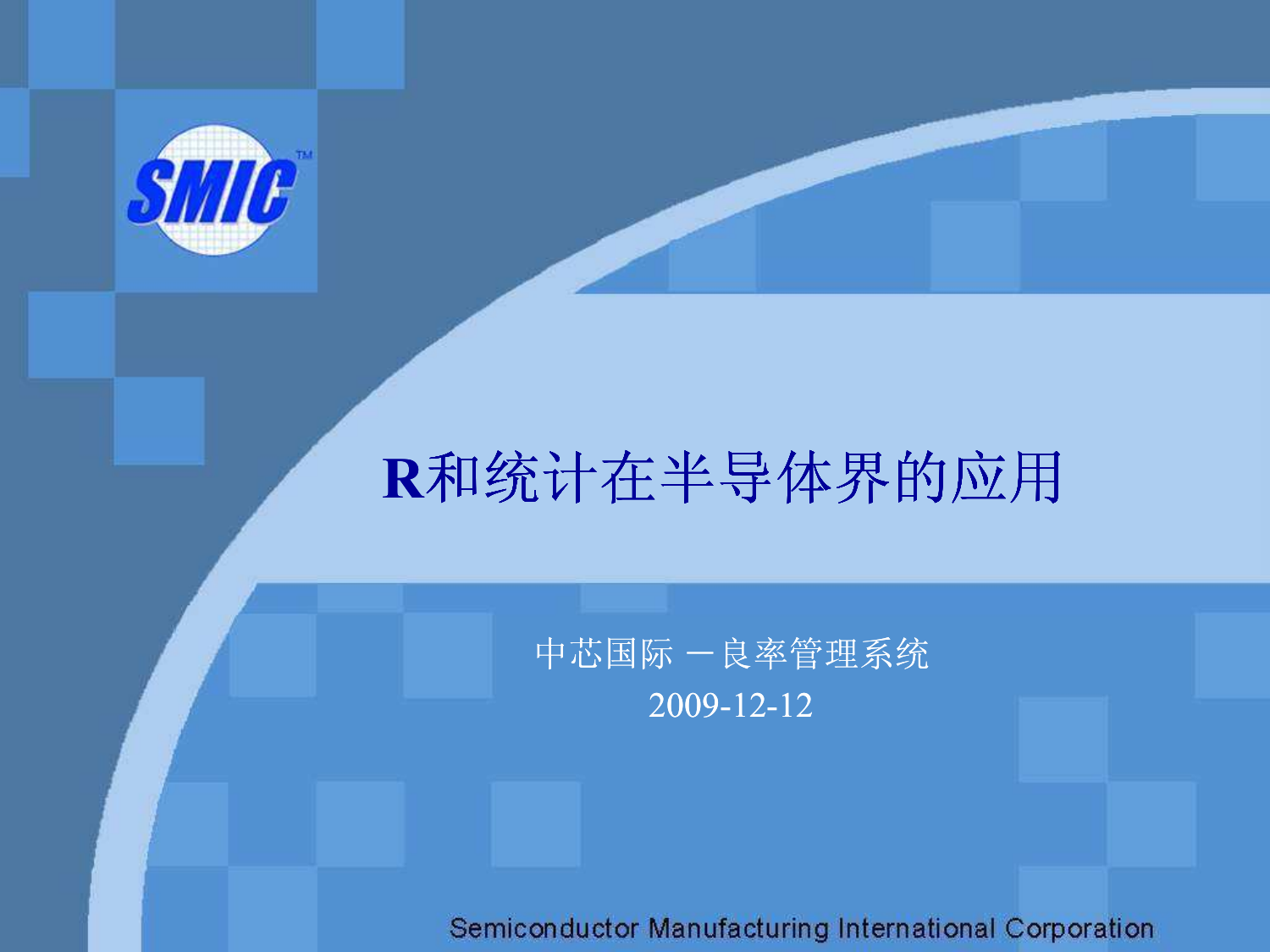# R和统计在半导体界的应用

中芯国际 －良率管理系统

2009-12-12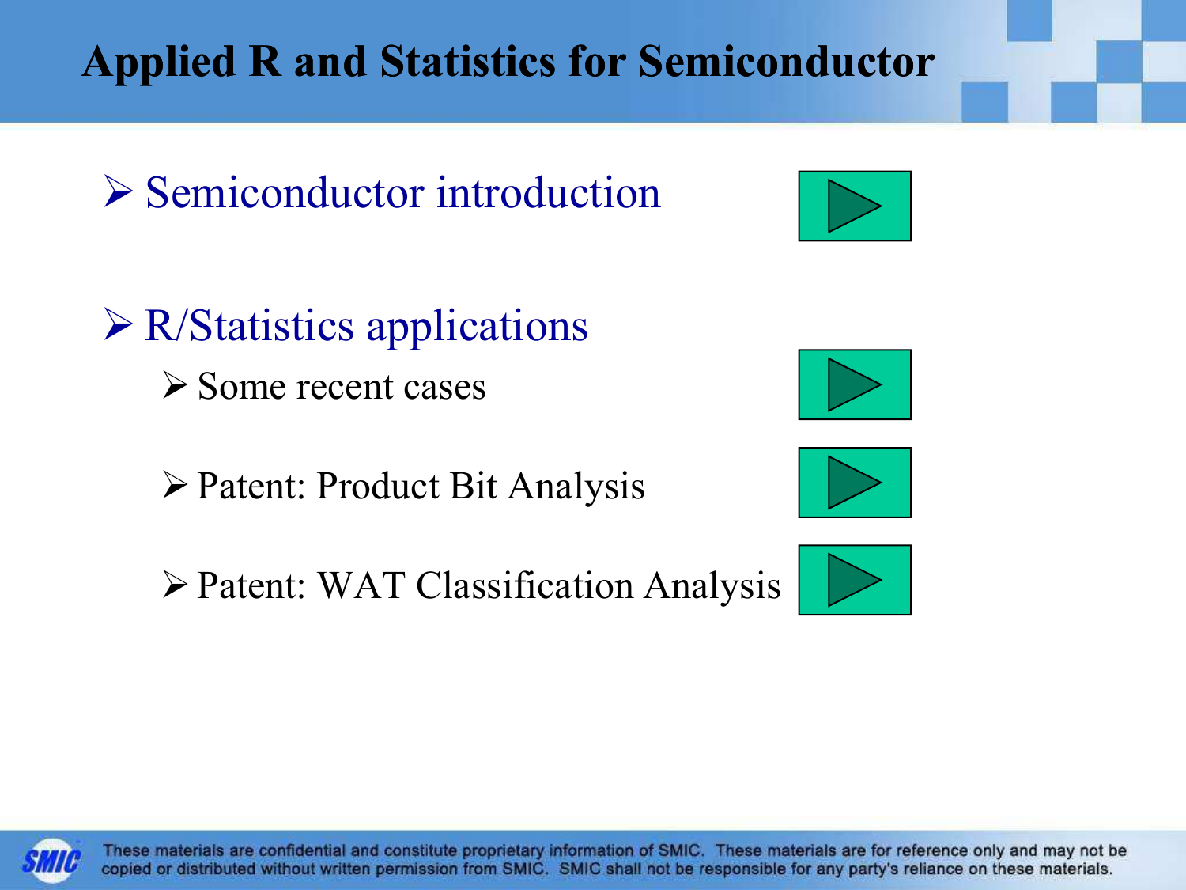# Applied R and Statistics for Semiconductor

- Semiconductor introduction

- R/Statistics applications
  - Some recent cases
  - Patent: Product Bit Analysis
  - Patent: WAT Classification Analysis

These materials are confidential and constitute proprietary information of SMIC. These materials are for reference only and may not be copied or distributed without written permission from SMIC. SMIC shall not be responsible for any party's reliance on these materials.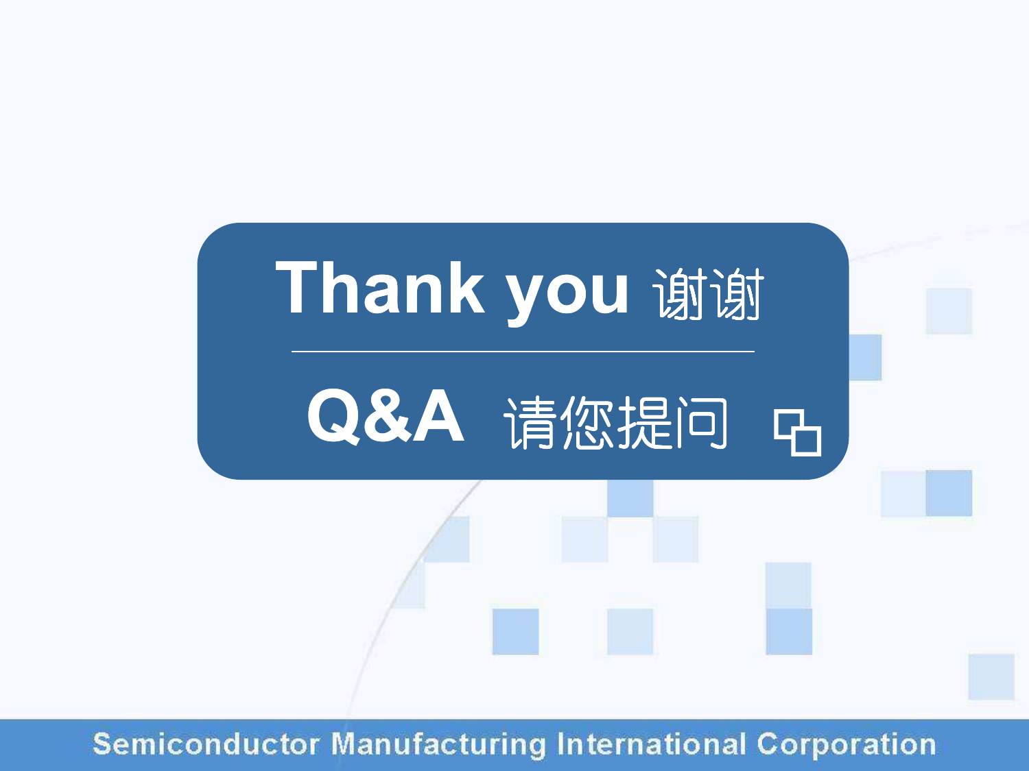# Thank you 谢谢

## Q&A 请您提问

Semiconductor Manufacturing International Corporation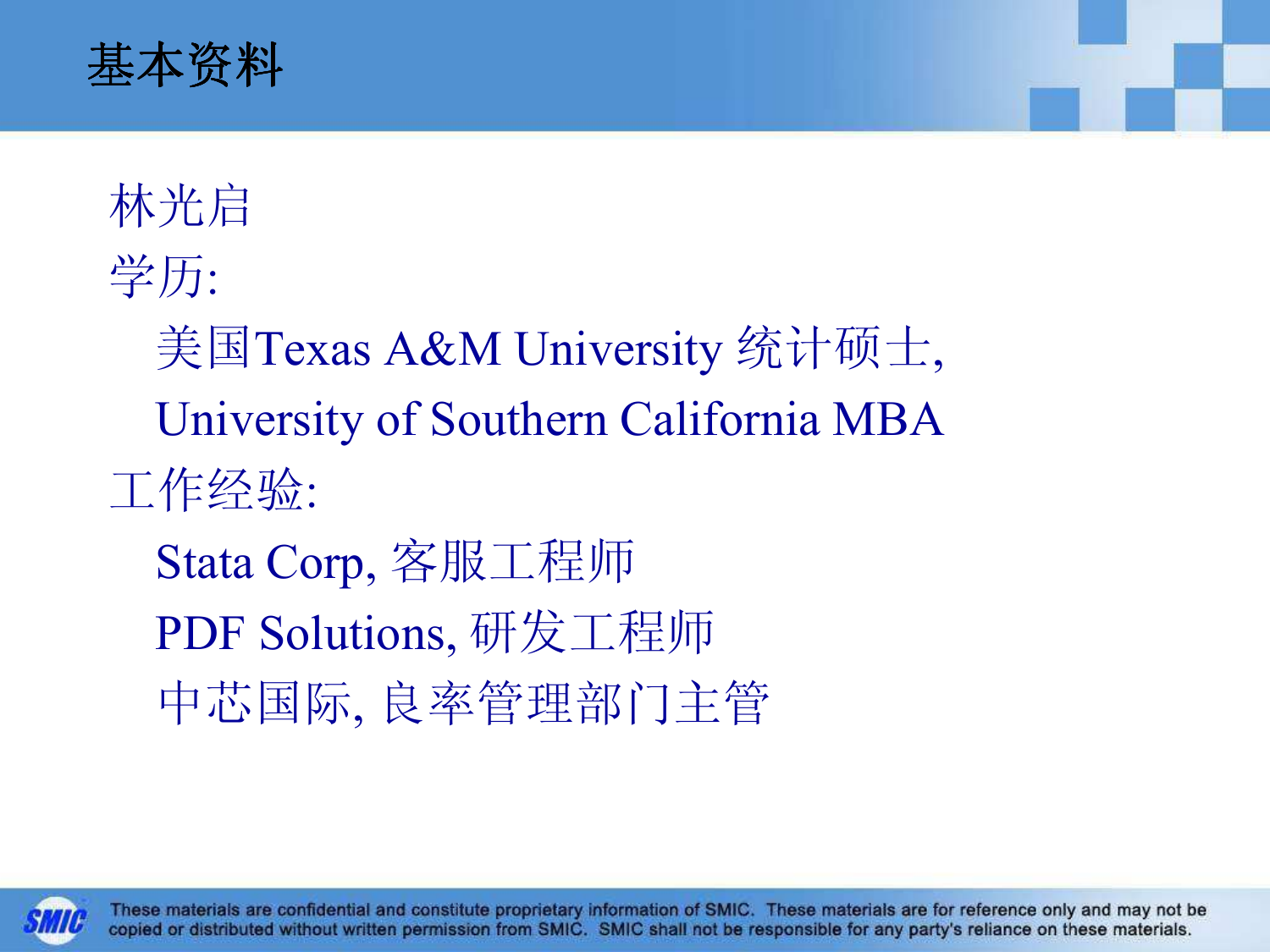# 基本资料

林光启

学历:

- 美国Texas A&M University 统计硕士,
- University of Southern California MBA

工作经验:

- Stata Corp, 客服工程师
- PDF Solutions, 研发工程师
- 中芯国际, 良率管理部门主管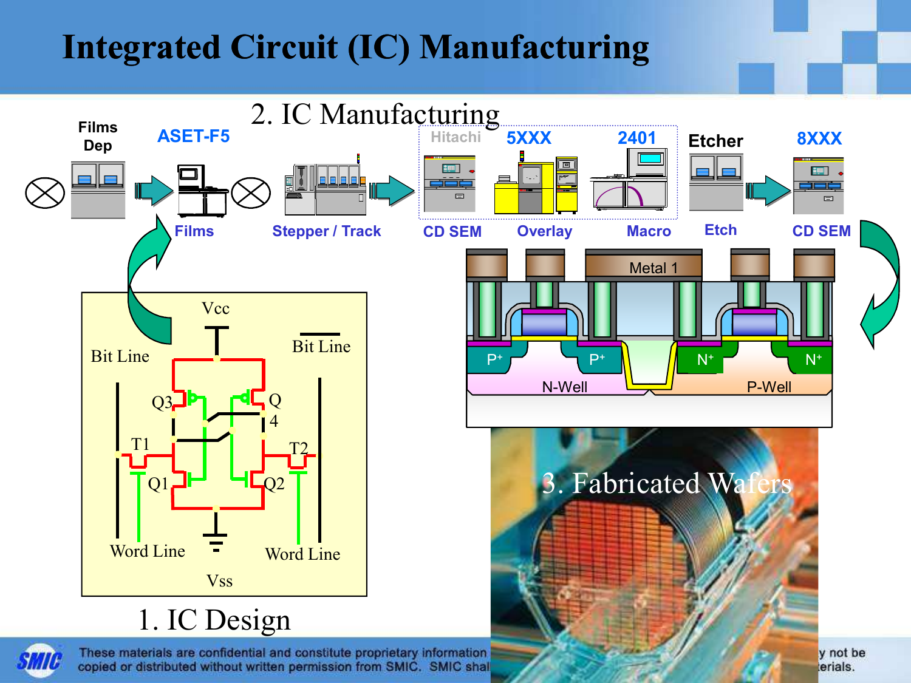# Integrated Circuit (IC) Manufacturing

2. IC Manufacturing

Films Dep → ASET-F5 (Films) → Stepper / Track → Hitachi (CD SEM) → 5XXX (Overlay) → 2401 (Macro) → Etcher (Etch) → 8XXX (CD SEM)

Metal 1

P+ P+ N+ N+

N-Well P-Well

Vcc

Bit Line

Bit Line

Q3 Q4

T1 T2

Q1 Q2

Word Line Word Line

Vss

1. IC Design

3. Fabricated Wafers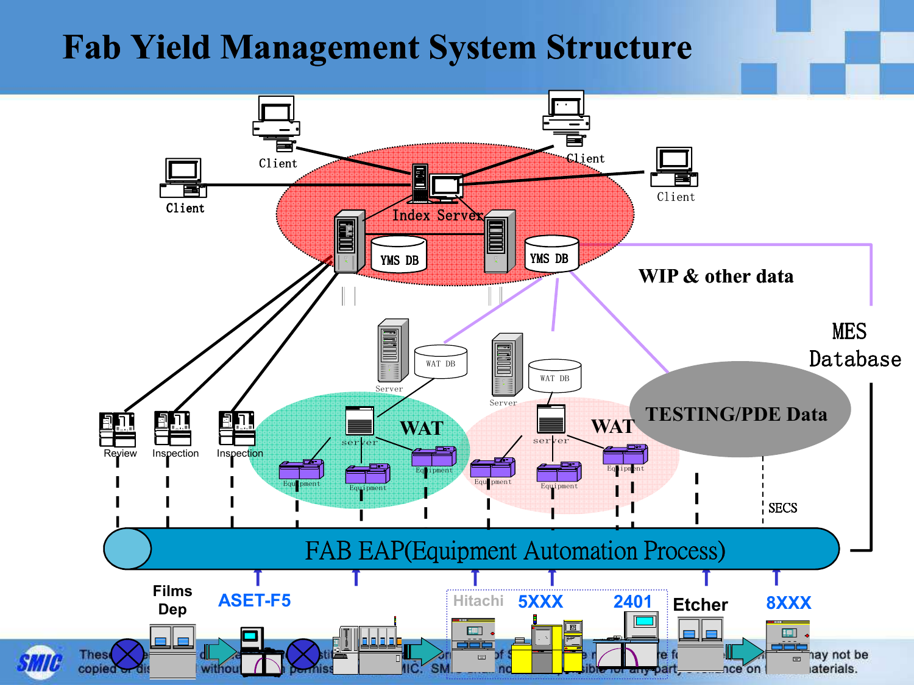# Fab Yield Management System Structure

Client

Client

Client

Client

Index Server

YMS DB

YMS DB

WIP & other data

MES Database

Server

WAT DB

Server

WAT DB

WAT

WAT

server

server

Equipment

Equipment

Equipment

Equipment

Equipment

Equipment

TESTING/PDE Data

Review

Inspection

Inspection

SECS

FAB EAP(Equipment Automation Process)

Films Dep

ASET-F5

Hitachi

5XXX

2401

Etcher

8XXX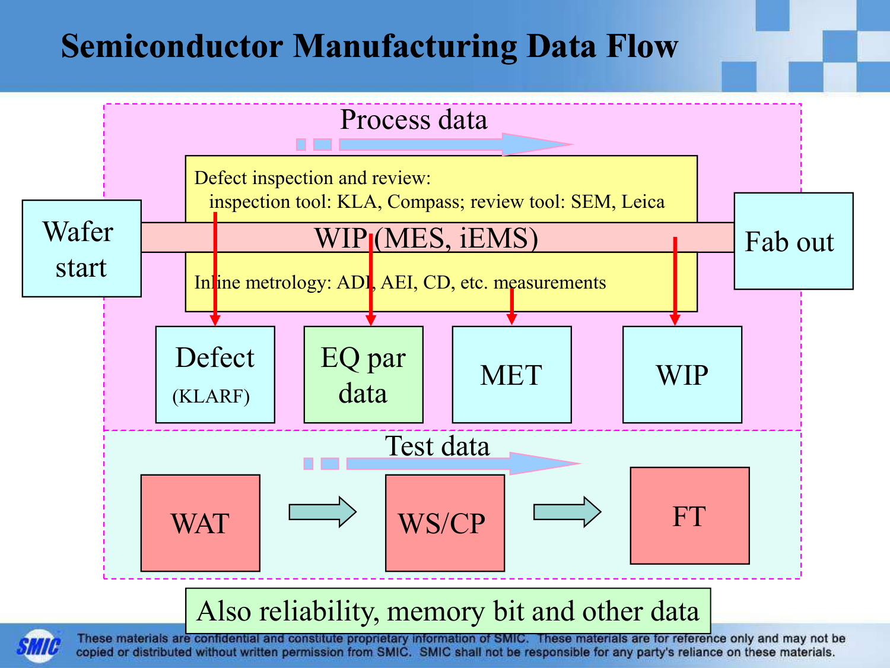# Semiconductor Manufacturing Data Flow

Process data

Defect inspection and review:
inspection tool: KLA, Compass; review tool: SEM, Leica

Wafer start

WIP (MES, iEMS)

Fab out

Inline metrology: ADI, AEI, CD, etc. measurements

Defect (KLARF)

EQ par data

MET

WIP

Test data

WAT → WS/CP → FT

Also reliability, memory bit and other data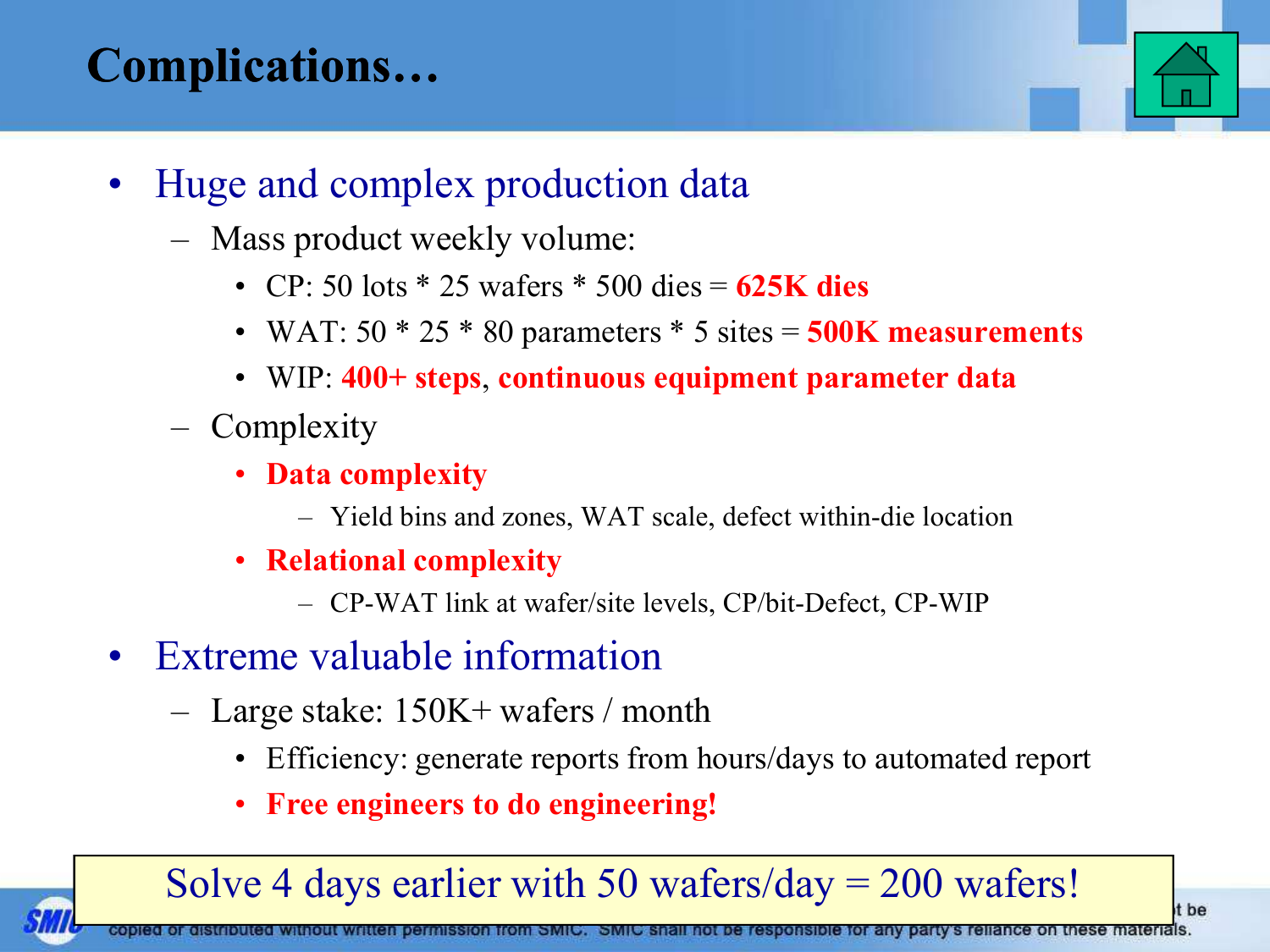# Complications…

- Huge and complex production data
  - Mass product weekly volume:
    - CP: 50 lots * 25 wafers * 500 dies = **625K dies**
    - WAT: 50 * 25 * 80 parameters * 5 sites = **500K measurements**
    - WIP: **400+ steps**, **continuous equipment parameter data**
  - Complexity
    - **Data complexity**
      - Yield bins and zones, WAT scale, defect within-die location
    - **Relational complexity**
      - CP-WAT link at wafer/site levels, CP/bit-Defect, CP-WIP
- Extreme valuable information
  - Large stake: 150K+ wafers / month
    - Efficiency: generate reports from hours/days to automated report
    - **Free engineers to do engineering!**

Solve 4 days earlier with 50 wafers/day = 200 wafers!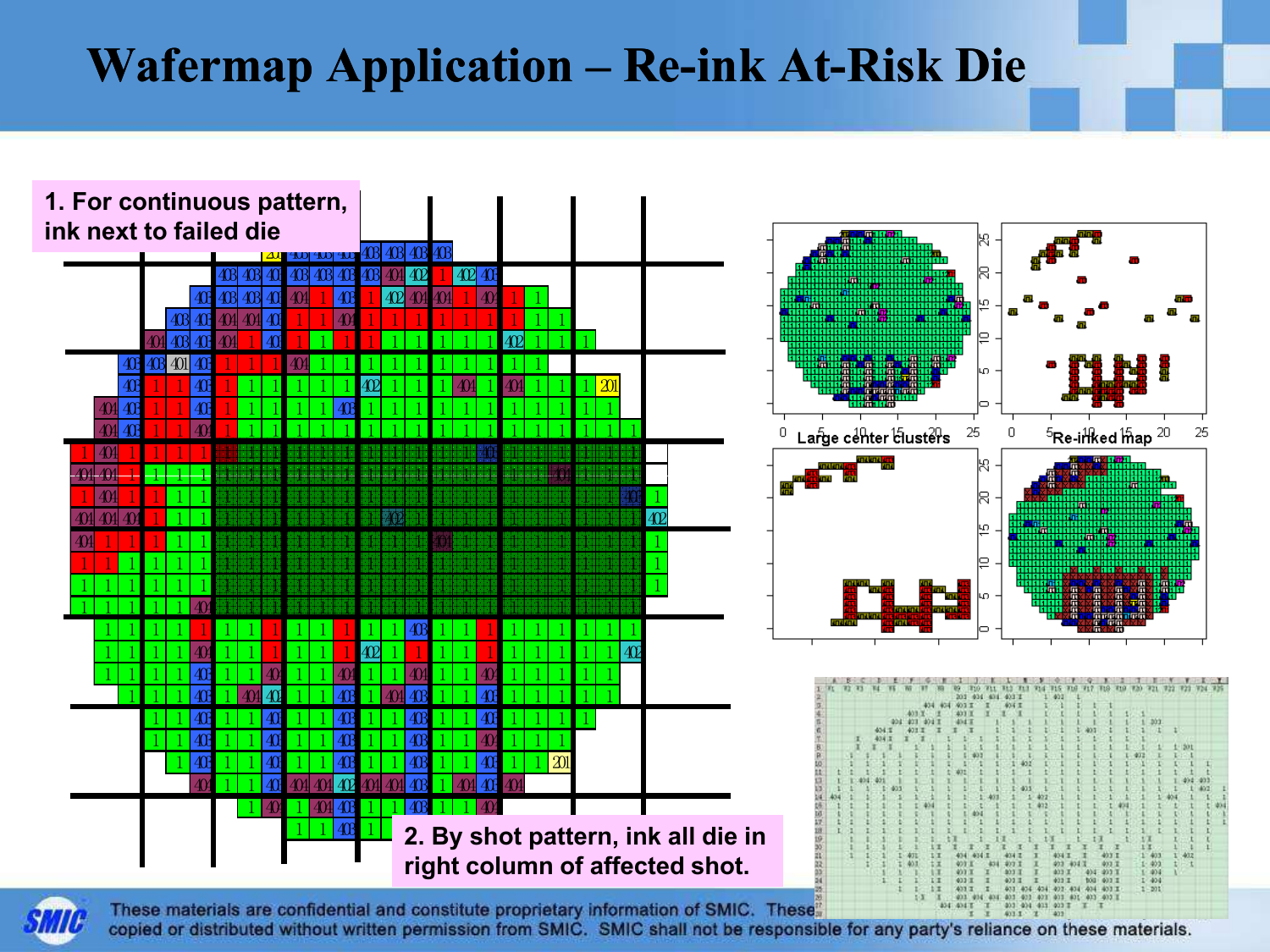# Wafermap Application – Re-ink At-Risk Die

1. For continuous pattern, ink next to failed die

2. By shot pattern, ink all die in right column of affected shot.

Large center clusters

Re-inked map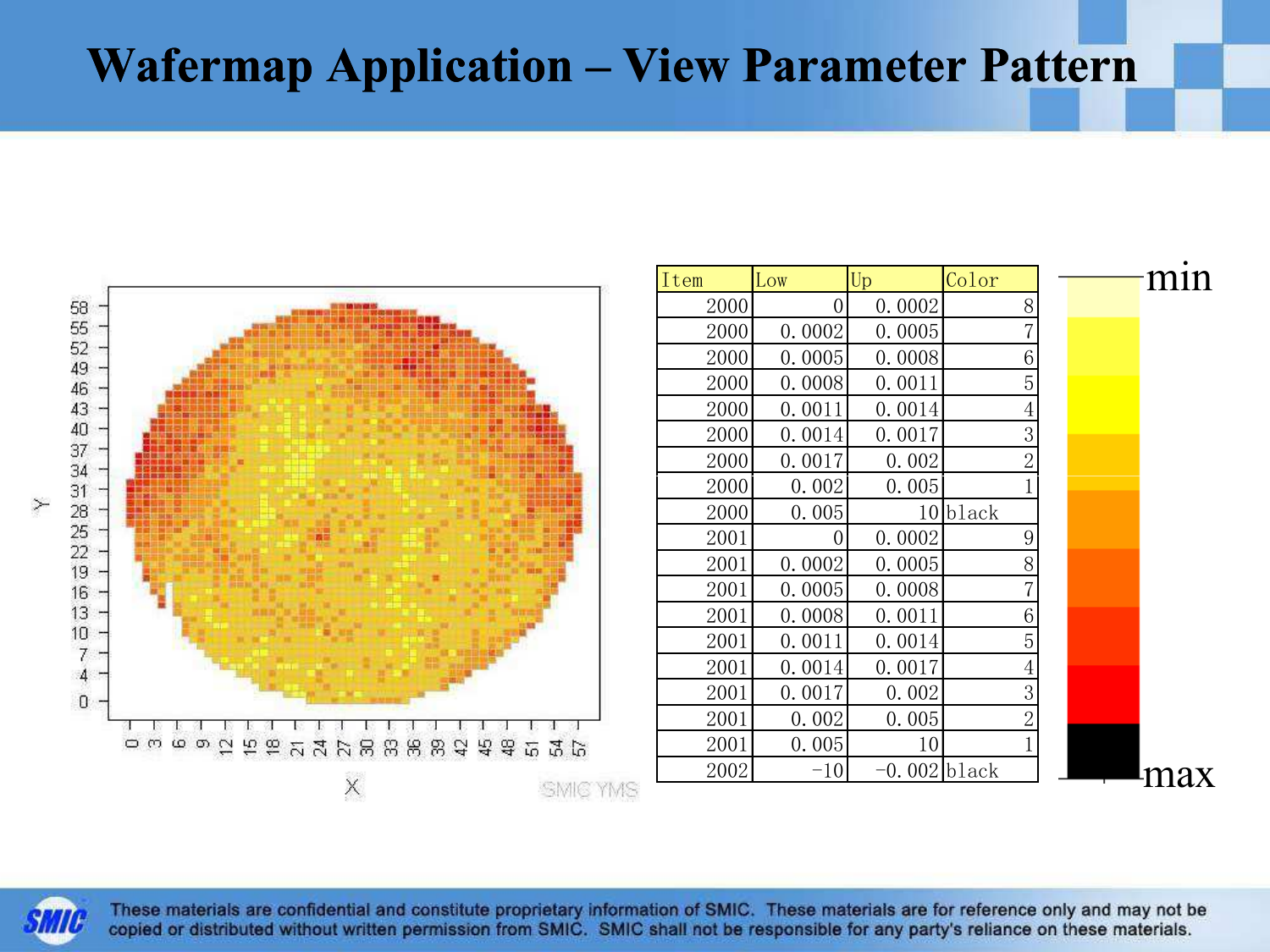# Wafermap Application – View Parameter Pattern

| Item | Low | Up | Color |
|---|---|---|---|
| 2000 | 0 | 0.0002 | 8 |
| 2000 | 0.0002 | 0.0005 | 7 |
| 2000 | 0.0005 | 0.0008 | 6 |
| 2000 | 0.0008 | 0.0011 | 5 |
| 2000 | 0.0011 | 0.0014 | 4 |
| 2000 | 0.0014 | 0.0017 | 3 |
| 2000 | 0.0017 | 0.002 | 2 |
| 2000 | 0.002 | 0.005 | 1 |
| 2000 | 0.005 | 10 | black |
| 2001 | 0 | 0.0002 | 9 |
| 2001 | 0.0002 | 0.0005 | 8 |
| 2001 | 0.0005 | 0.0008 | 7 |
| 2001 | 0.0008 | 0.0011 | 6 |
| 2001 | 0.0011 | 0.0014 | 5 |
| 2001 | 0.0014 | 0.0017 | 4 |
| 2001 | 0.0017 | 0.002 | 3 |
| 2001 | 0.002 | 0.005 | 2 |
| 2001 | 0.005 | 10 | 1 |
| 2002 | -10 | -0.002 | black |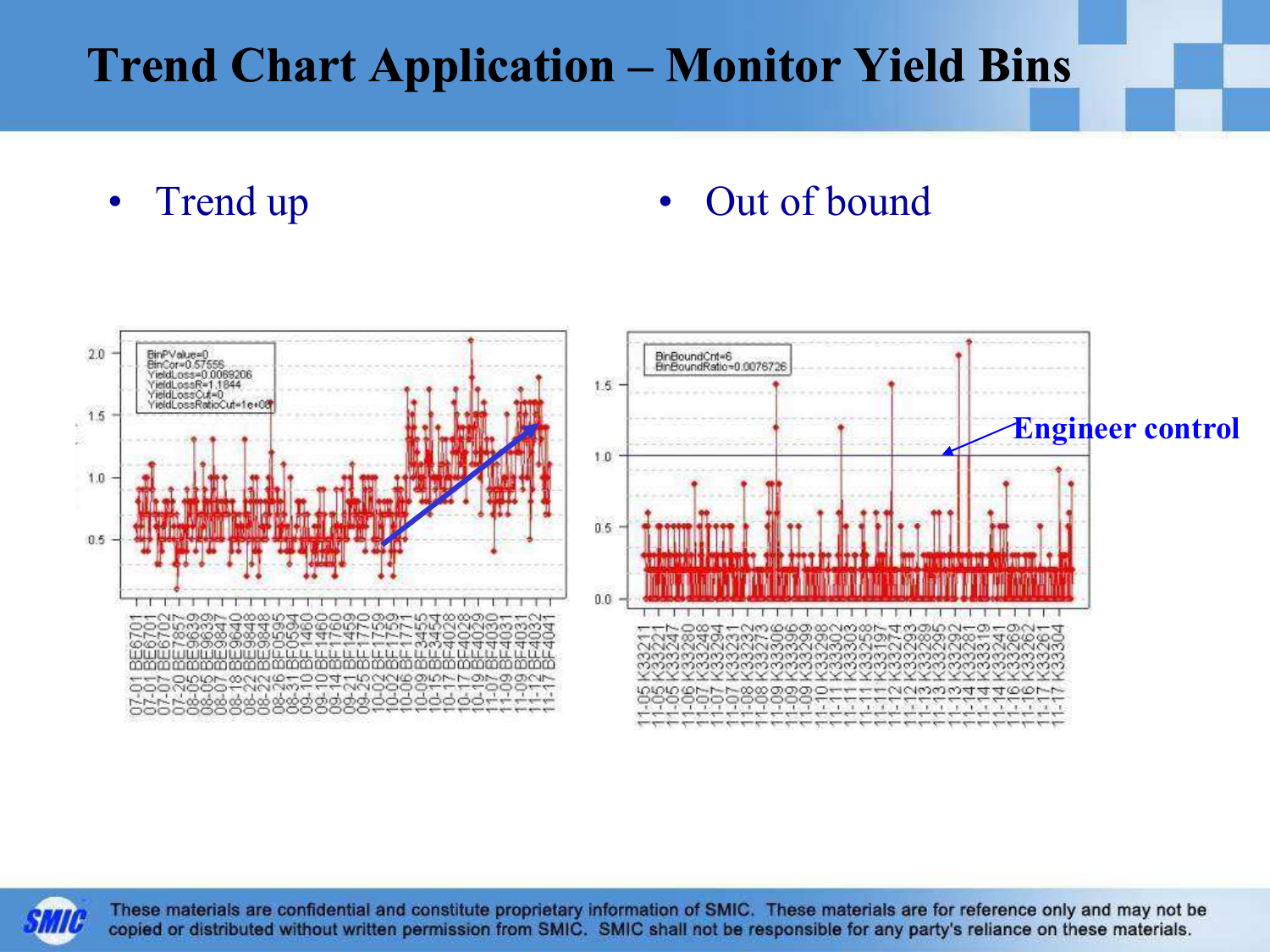# Trend Chart Application – Monitor Yield Bins

- Trend up
- Out of bound

BinPValue=0
BinCor=0.57556
YieldLoss=0.0069206
YieldLossR=1.1844
YieldLossCut=0
YieldLossRatioCut=1e+06

BinBoundCnt=6
BinBoundRatio=0.0076726

Engineer control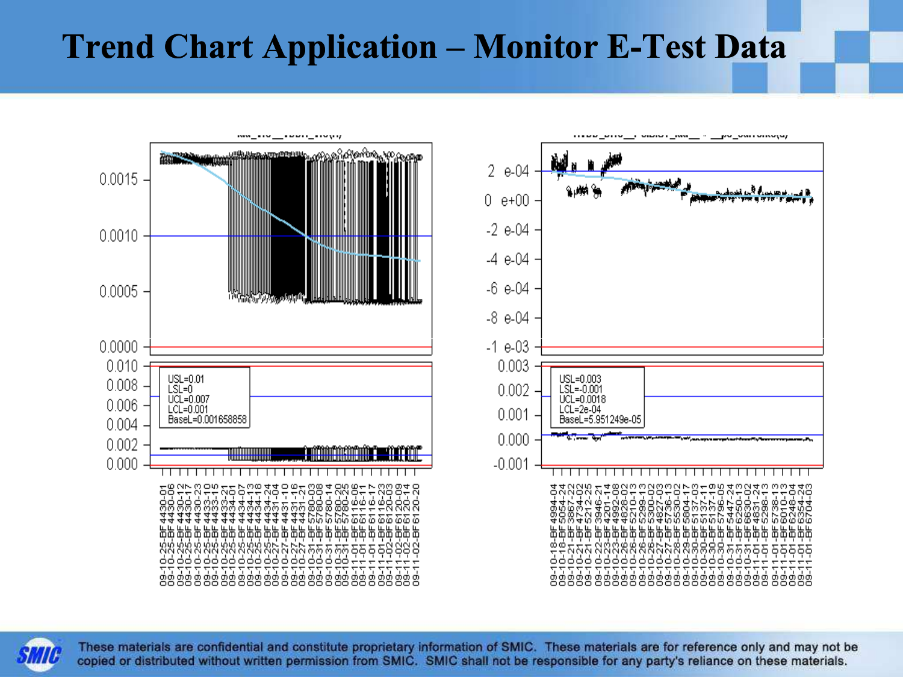# Trend Chart Application – Monitor E-Test Data

USL=0.01
LSL=0
UCL=0.007
LCL=0.001
BaseL=0.001658858

USL=0.003
LSL=-0.001
UCL=0.0018
LCL=2e-04
BaseL=5.951249e-05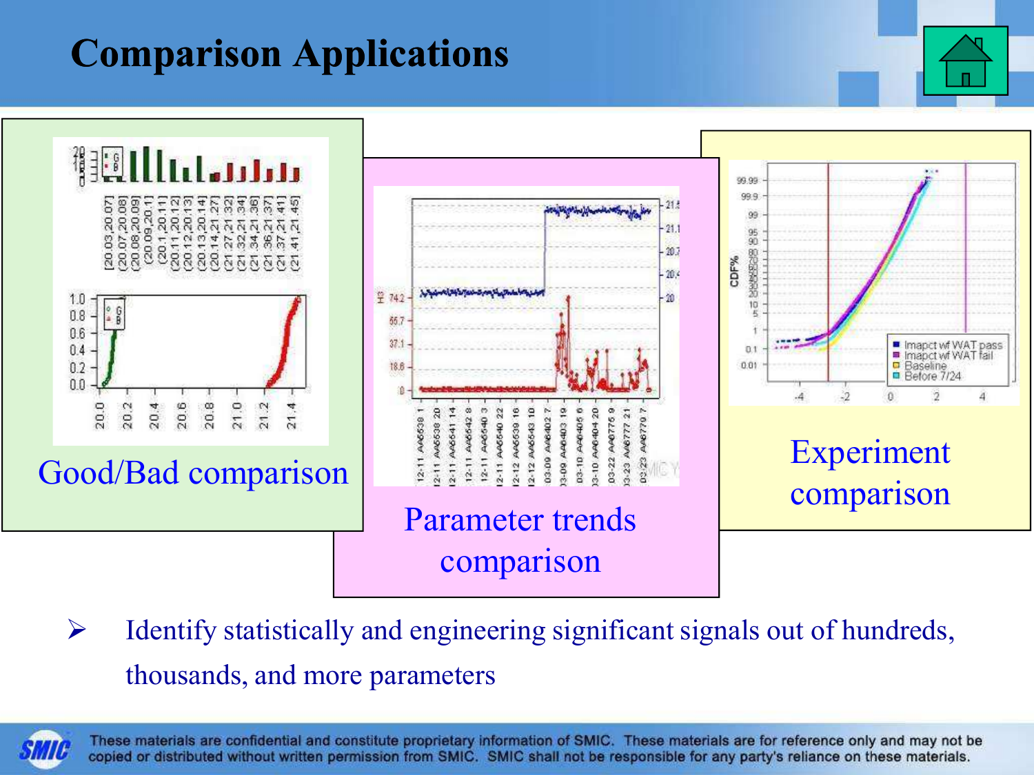# Comparison Applications

Good/Bad comparison

Parameter trends comparison

Experiment comparison

- Identify statistically and engineering significant signals out of hundreds, thousands, and more parameters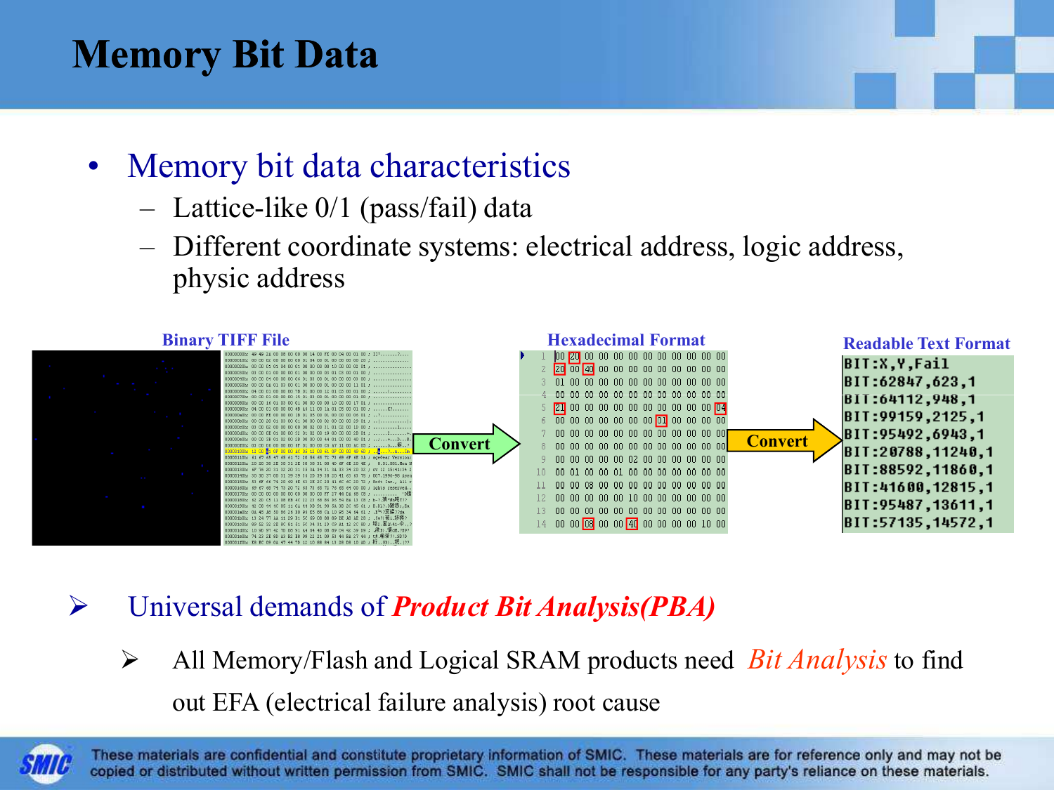# Memory Bit Data

- Memory bit data characteristics
  - Lattice-like 0/1 (pass/fail) data
  - Different coordinate systems: electrical address, logic address, physic address

**Binary TIFF File** → Convert → **Hexadecimal Format** → Convert → **Readable Text Format**

Hexadecimal Format:

```
1   00 20 00 00 00 00 00 00 00 00 00 00
2   20 00 40 00 00 00 00 00 00 00 00 00
3   01 00 00 00 00 00 00 00 00 00 00 00
4   00 00 00 00 00 00 00 00 00 00 00 00
5   21 00 00 00 00 00 00 00 00 00 00 04
6   00 00 00 00 00 00 00 01 00 00 00 00
7   00 00 00 00 00 00 00 00 00 00 00 00
8   00 00 00 00 00 00 00 00 00 00 00 00
9   00 00 00 00 00 02 00 00 00 00 00 00
10  00 01 00 00 01 00 00 00 00 00 00 00
11  00 00 08 00 00 00 00 00 00 00 00 00
12  00 00 00 00 00 10 00 00 00 00 00 00
13  00 00 00 00 00 00 00 00 00 00 00 00
14  00 00 08 00 00 40 00 00 00 00 10 00
```

Readable Text Format:

```
BIT:X,Y,Fail
BIT:62847,623,1
BIT:64112,948,1
BIT:99159,2125,1
BIT:95492,6943,1
BIT:20788,11240,1
BIT:88592,11860,1
BIT:41600,12815,1
BIT:95487,13611,1
BIT:57135,14572,1
```

- Universal demands of ***Product Bit Analysis(PBA)***
  - All Memory/Flash and Logical SRAM products need *Bit Analysis* to find out EFA (electrical failure analysis) root cause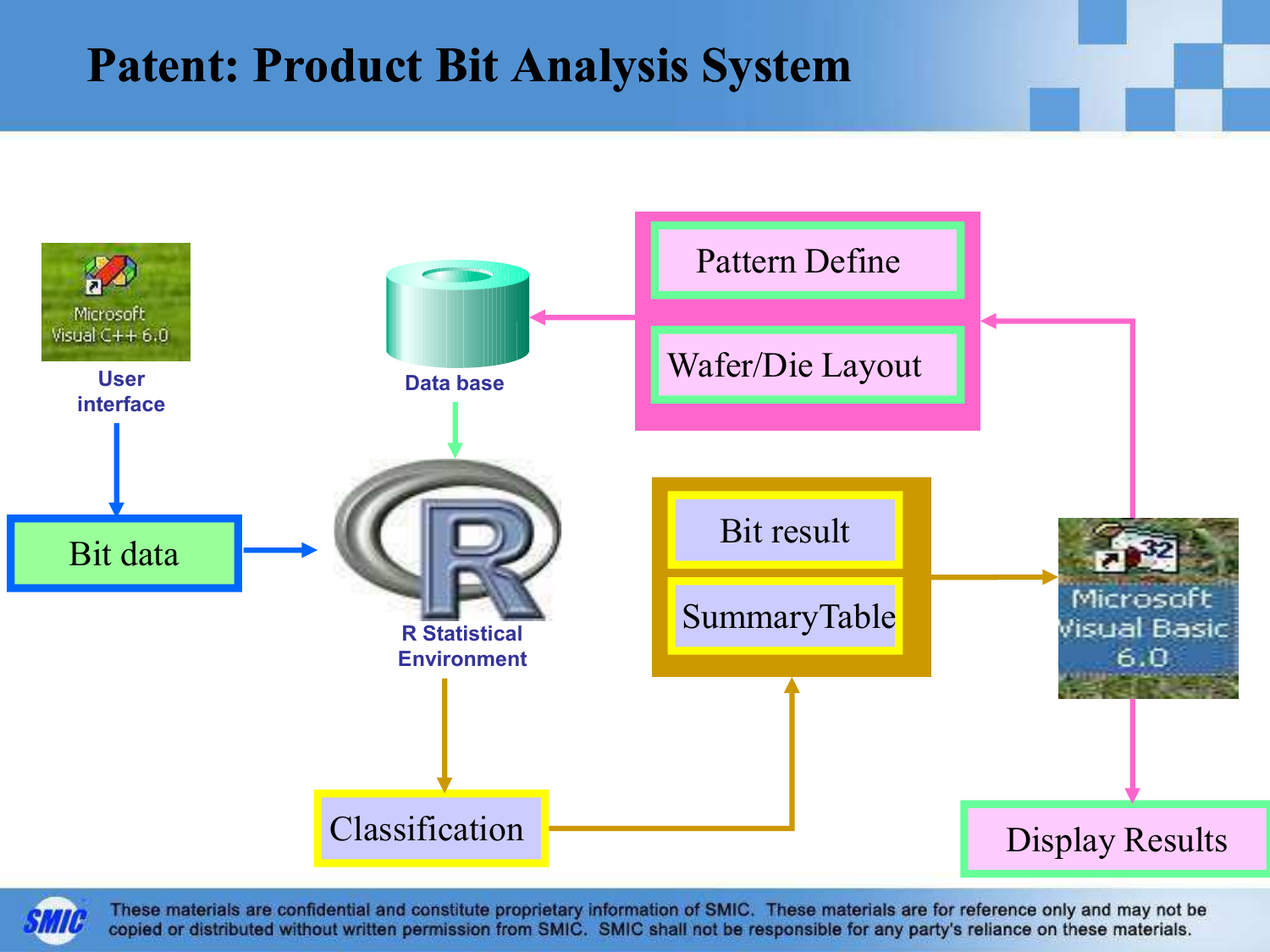# Patent: Product Bit Analysis System

Microsoft Visual C++ 6.0

User interface

Bit data

Data base

R Statistical Environment

Pattern Define

Wafer/Die Layout

Bit result

SummaryTable

Microsoft Visual Basic 6.0

Classification

Display Results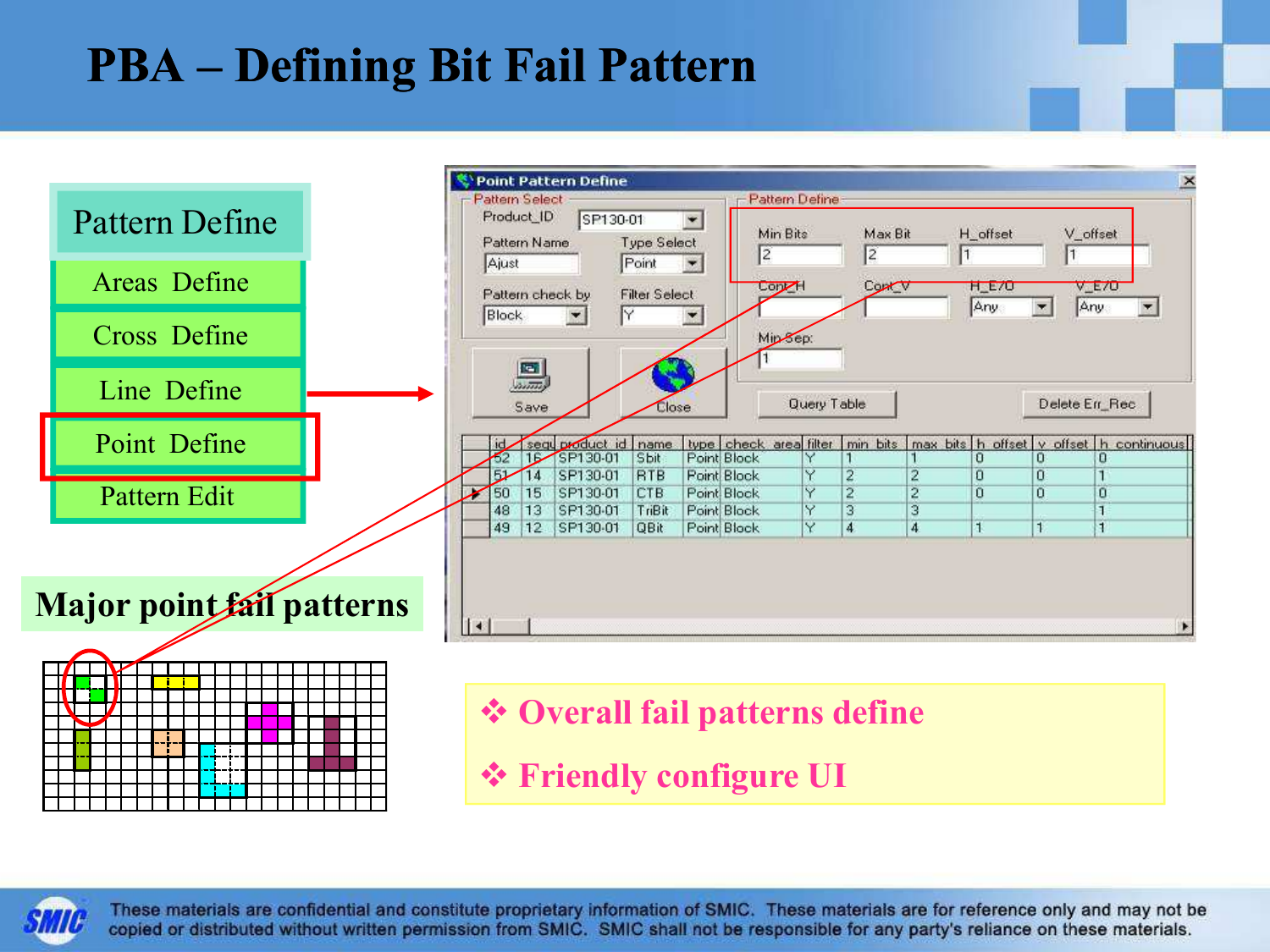# PBA – Defining Bit Fail Pattern

- Pattern Define
  - Areas Define
  - Cross Define
  - Line Define
  - Point Define
  - Pattern Edit

**Point Pattern Define**

Pattern Select
- Product_ID: SP130-01
- Pattern Name: Ajust
- Type Select: Point
- Pattern check by: Block
- Filter Select: Y

Save | Close

Pattern Define
- Min Bits: 2
- Max Bit: 2
- H_offset: 1
- V_offset: 1
- Cont_H:
- Cont_V:
- H_E/O: Any
- V_E/O: Any
- Min Sep: 1

Query Table | Delete Err_Rec

| id | sequ | product_id | name | type | check_area | filter | min_bits | max_bits | h_offset | v_offset | h_continuous |
|---|---|---|---|---|---|---|---|---|---|---|---|
| 52 | 16 | SP130-01 | Sbit | Point | Block | Y | 1 | 1 | 0 | 0 | 0 |
| 51 | 14 | SP130-01 | RTB | Point | Block | Y | 2 | 2 | 0 | 0 | 1 |
| 50 | 15 | SP130-01 | CTB | Point | Block | Y | 2 | 2 | 0 | 0 | 0 |
| 48 | 13 | SP130-01 | TriBit | Point | Block | Y | 3 | 3 | | | 1 |
| 49 | 12 | SP130-01 | QBit | Point | Block | Y | 4 | 4 | 1 | 1 | 1 |

**Major point fail patterns**

- **Overall fail patterns define**
- **Friendly configure UI**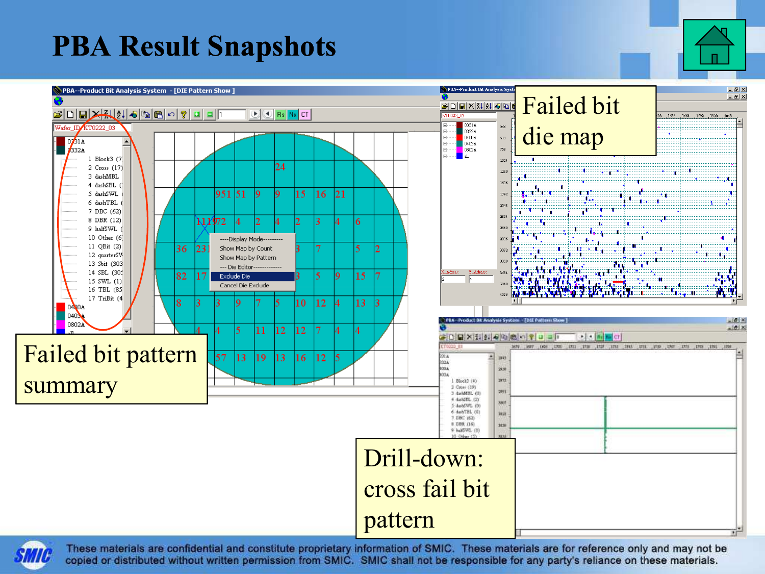# PBA Result Snapshots

Failed bit pattern summary

Failed bit die map

Drill-down: cross fail bit pattern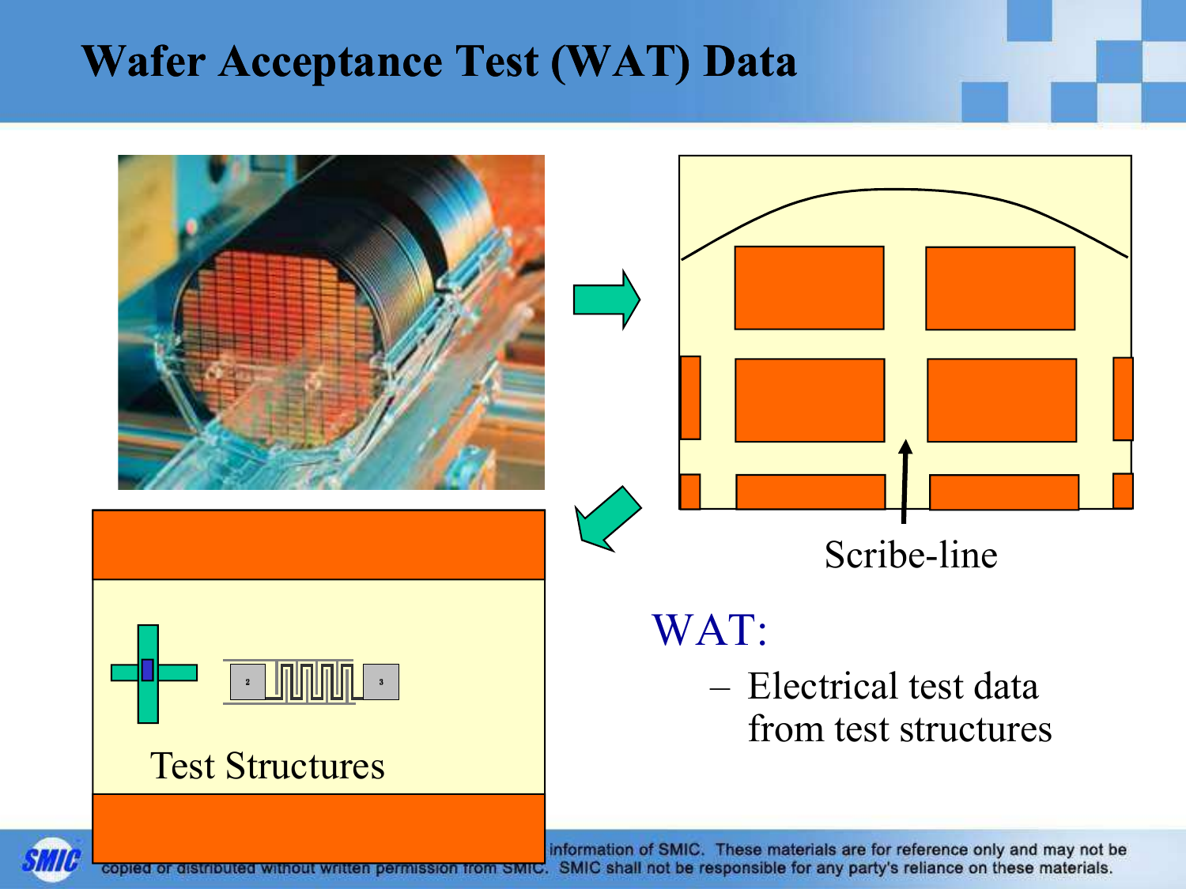# Wafer Acceptance Test (WAT) Data

Scribe-line

Test Structures

WAT:

- Electrical test data from test structures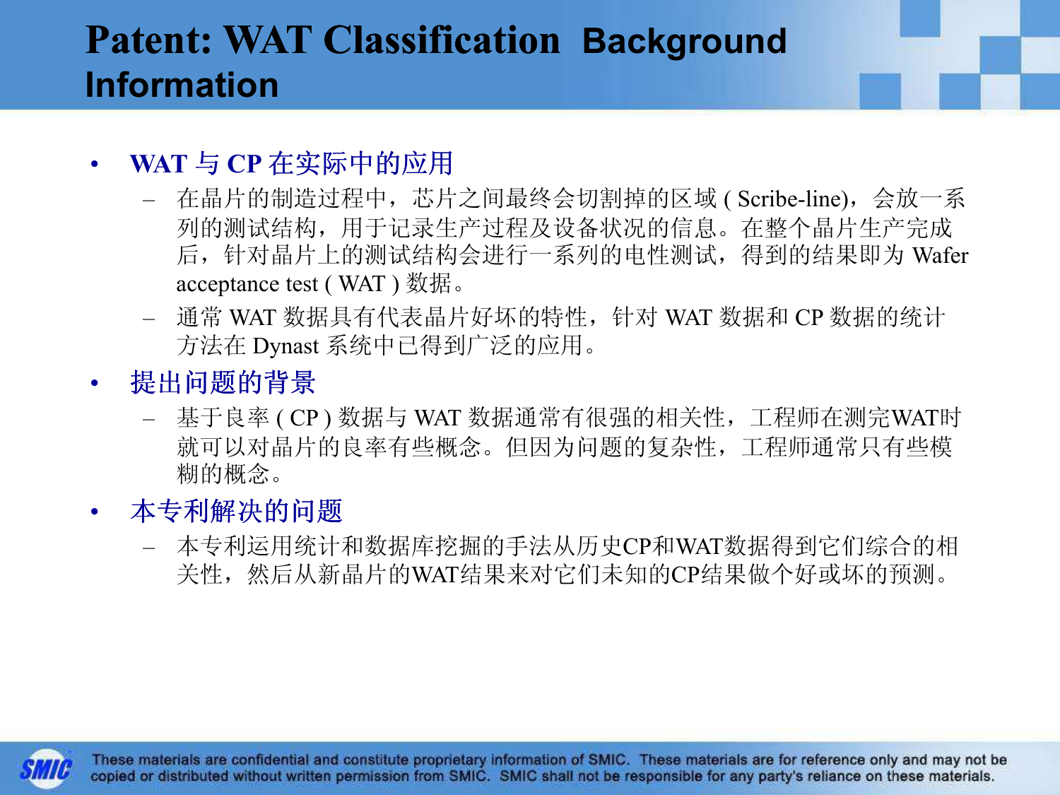# Patent: WAT Classification Background Information

- **WAT 与 CP 在实际中的应用**
  - 在晶片的制造过程中，芯片之间最终会切割掉的区域 ( Scribe-line)，会放一系列的测试结构，用于记录生产过程及设备状况的信息。在整个晶片生产完成后，针对晶片上的测试结构会进行一系列的电性测试，得到的结果即为 Wafer acceptance test ( WAT ) 数据。
  - 通常 WAT 数据具有代表晶片好坏的特性，针对 WAT 数据和 CP 数据的统计方法在 Dynast 系统中已得到广泛的应用。
- **提出问题的背景**
  - 基于良率 ( CP ) 数据与 WAT 数据通常有很强的相关性，工程师在测完WAT时就可以对晶片的良率有些概念。但因为问题的复杂性，工程师通常只有些模糊的概念。
- **本专利解决的问题**
  - 本专利运用统计和数据库挖掘的手法从历史CP和WAT数据得到它们综合的相关性，然后从新晶片的WAT结果来对它们未知的CP结果做个好或坏的预测。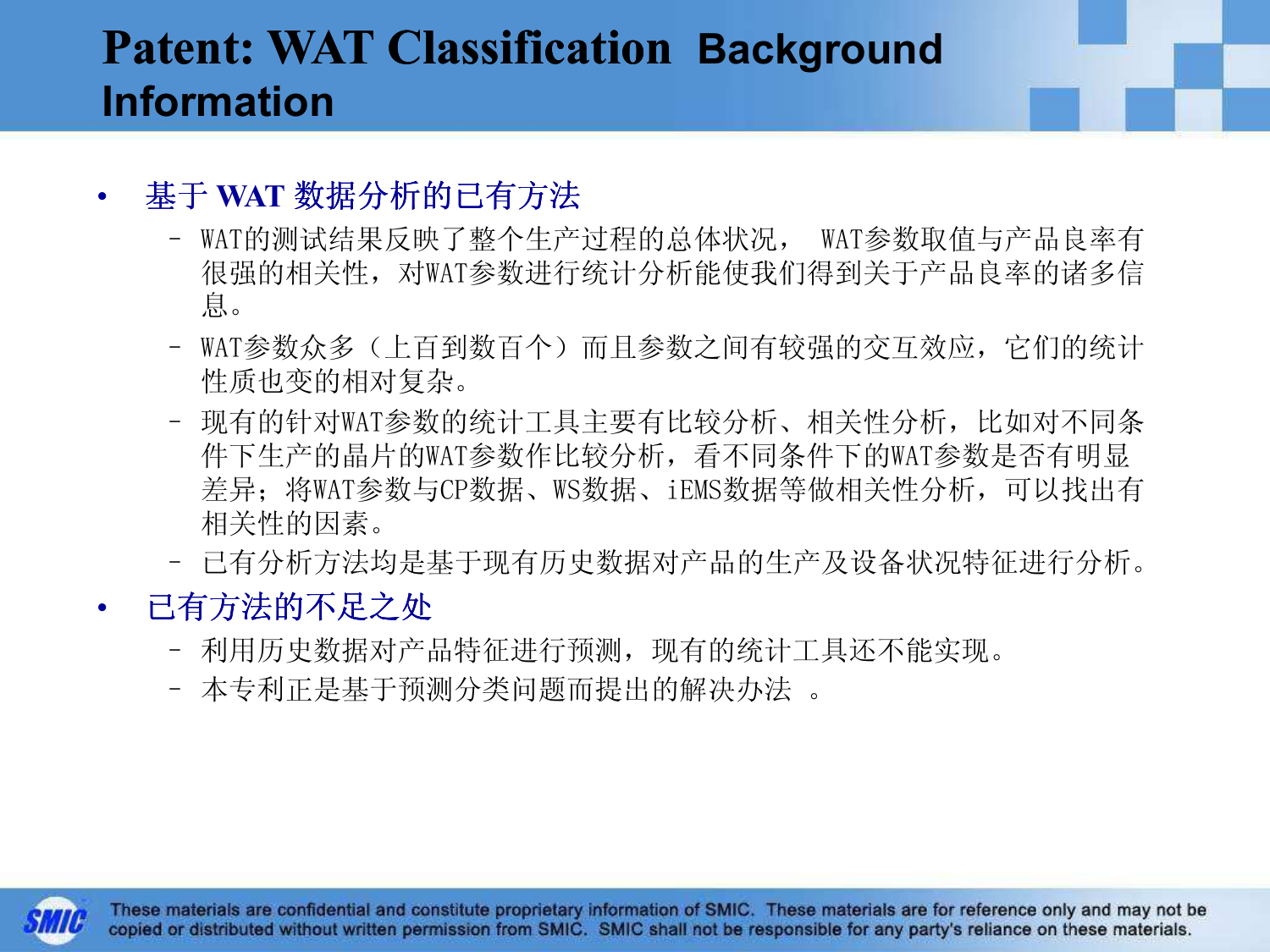# Patent: WAT Classification Background Information

- 基于 WAT 数据分析的已有方法
  - WAT的测试结果反映了整个生产过程的总体状况， WAT参数取值与产品良率有很强的相关性，对WAT参数进行统计分析能使我们得到关于产品良率的诸多信息。
  - WAT参数众多（上百到数百个）而且参数之间有较强的交互效应，它们的统计性质也变的相对复杂。
  - 现有的针对WAT参数的统计工具主要有比较分析、相关性分析，比如对不同条件下生产的晶片的WAT参数作比较分析，看不同条件下的WAT参数是否有明显差异；将WAT参数与CP数据、WS数据、iEMS数据等做相关性分析，可以找出有相关性的因素。
  - 已有分析方法均是基于现有历史数据对产品的生产及设备状况特征进行分析。
- 已有方法的不足之处
  - 利用历史数据对产品特征进行预测，现有的统计工具还不能实现。
  - 本专利正是基于预测分类问题而提出的解决办法 。

These materials are confidential and constitute proprietary information of SMIC. These materials are for reference only and may not be copied or distributed without written permission from SMIC. SMIC shall not be responsible for any party's reliance on these materials.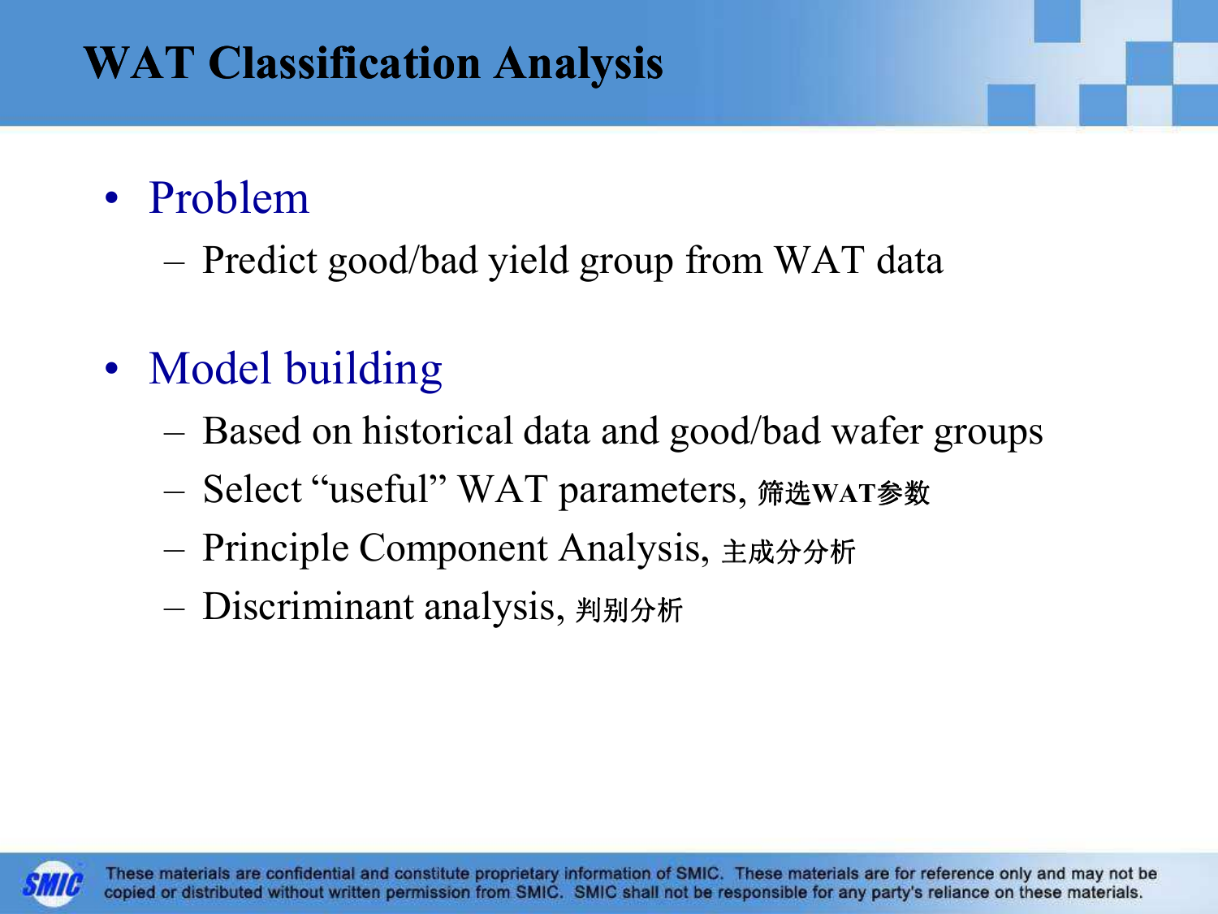# WAT Classification Analysis

- Problem
  - Predict good/bad yield group from WAT data
- Model building
  - Based on historical data and good/bad wafer groups
  - Select “useful” WAT parameters, 筛选WAT参数
  - Principle Component Analysis, 主成分分析
  - Discriminant analysis, 判别分析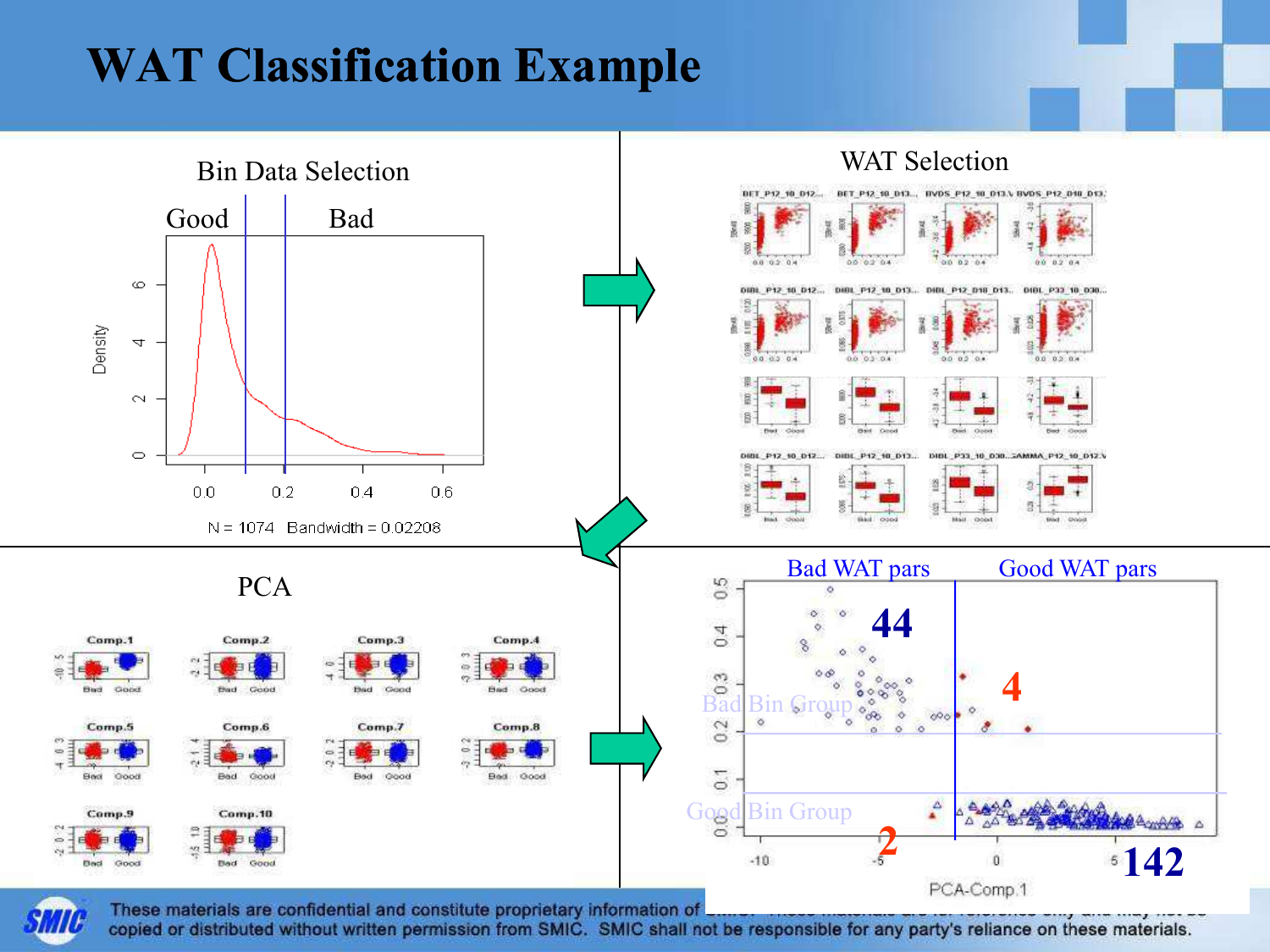# WAT Classification Example

## Bin Data Selection

Good | Bad

Density

N = 1074 Bandwidth = 0.02208

## WAT Selection

## PCA

Comp.1, Comp.2, Comp.3, Comp.4, Comp.5, Comp.6, Comp.7, Comp.8, Comp.9, Comp.10

Bad WAT pars | Good WAT pars

Bad Bin Group: 44 | 4

Good Bin Group: 2 | 142

PCA-Comp.1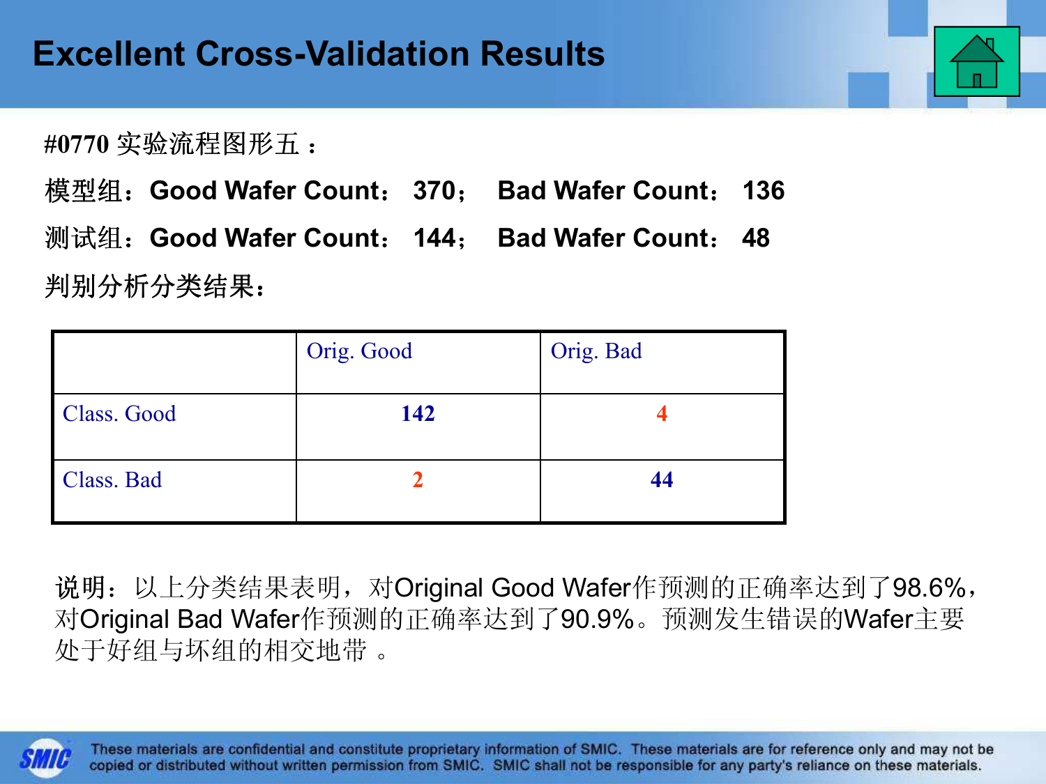# Excellent Cross-Validation Results

#0770 实验流程图形五：

模型组：**Good Wafer Count： 370； Bad Wafer Count： 136**

测试组：**Good Wafer Count： 144； Bad Wafer Count： 48**

判别分析分类结果：

| | Orig. Good | Orig. Bad |
|---|---|---|
| Class. Good | **142** | **4** |
| Class. Bad | **2** | **44** |

说明：以上分类结果表明，对Original Good Wafer作预测的正确率达到了98.6%，对Original Bad Wafer作预测的正确率达到了90.9%。预测发生错误的Wafer主要处于好组与坏组的相交地带 。